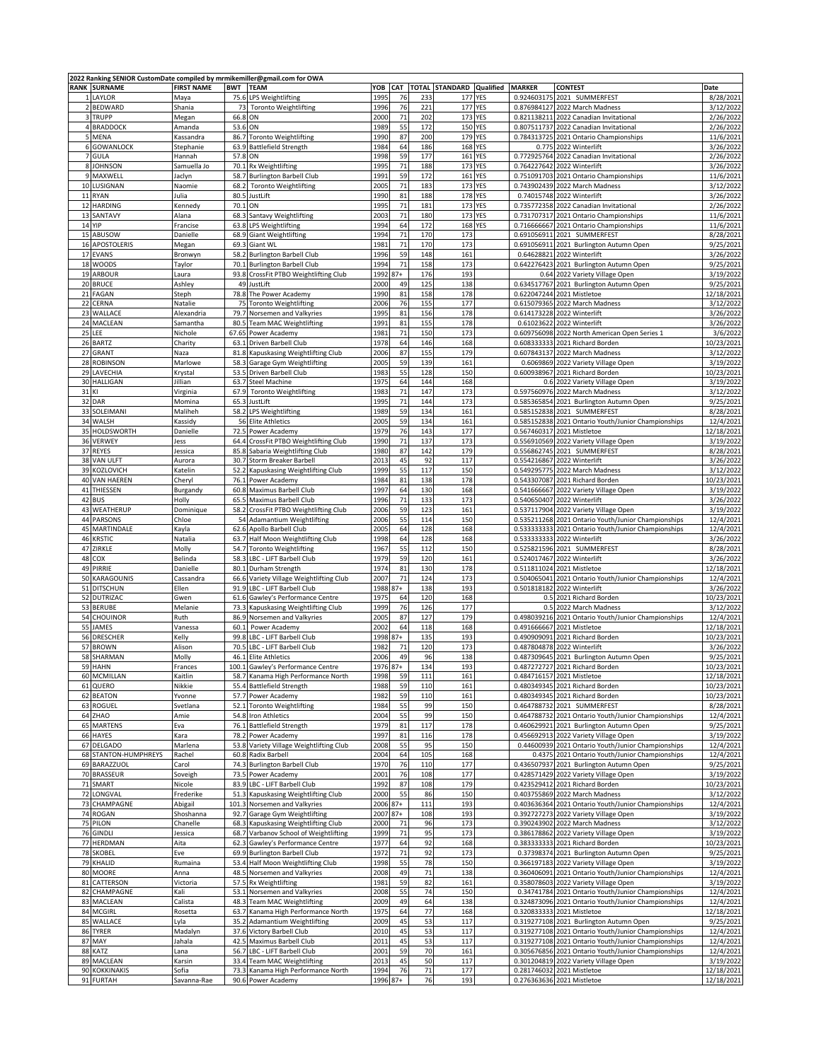2022 Ranking SENIOR CustomDate compiled by mrmikemiller@gmail.com for OWA

| RANK | SURNAME | FIRST NAME | BWT | TEAM | YOB | CAT | TOTAL | STANDARD | Qualified | MARKER | CONTEST | Date |
|---|---|---|---|---|---|---|---|---|---|---|---|---|
| 1 | LAYLOR | Maya | 75.6 | LPS Weightlifting | 1995 | 76 | 233 | 177 | YES | 0.924603175 | 2021 SUMMERFEST | 8/28/2021 |
| 2 | BEDWARD | Shania | 73 | Toronto Weightlifting | 1996 | 76 | 221 | 177 | YES | 0.876984127 | 2022 March Madness | 3/12/2022 |
| 3 | TRUPP | Megan | 66.8 | ON | 2000 | 71 | 202 | 173 | YES | 0.821138211 | 2022 Canadian Invitational | 2/26/2022 |
| 4 | BRADDOCK | Amanda | 53.6 | ON | 1989 | 55 | 172 | 150 | YES | 0.807511737 | 2022 Canadian Invitational | 2/26/2022 |
| 5 | MENA | Kassandra | 86.7 | Toronto Weightlifting | 1990 | 87 | 200 | 179 | YES | 0.784313725 | 2021 Ontario Championships | 11/6/2021 |
| 6 | GOWANLOCK | Stephanie | 63.9 | Battlefield Strength | 1984 | 64 | 186 | 168 | YES | 0.775 | 2022 Winterlift | 3/26/2022 |
| 7 | GULA | Hannah | 57.8 | ON | 1998 | 59 | 177 | 161 | YES | 0.772925764 | 2022 Canadian Invitational | 2/26/2022 |
| 8 | JOHNSON | Samuella Jo | 70.1 | Rx Weightlifting | 1995 | 71 | 188 | 173 | YES | 0.764227642 | 2022 Winterlift | 3/26/2022 |
| 9 | MAXWELL | Jaclyn | 58.7 | Burlington Barbell Club | 1991 | 59 | 172 | 161 | YES | 0.751091703 | 2021 Ontario Championships | 11/6/2021 |
| 10 | LUSIGNAN | Naomie | 68.2 | Toronto Weightlifting | 2005 | 71 | 183 | 173 | YES | 0.743902439 | 2022 March Madness | 3/12/2022 |
| 11 | RYAN | Julia | 80.5 | JustLift | 1990 | 81 | 188 | 178 | YES | 0.74015748 | 2022 Winterlift | 3/26/2022 |
| 12 | HARDING | Kennedy | 70.1 | ON | 1995 | 71 | 181 | 173 | YES | 0.735772358 | 2022 Canadian Invitational | 2/26/2022 |
| 13 | SANTAVY | Alana | 68.3 | Santavy Weightlifting | 2003 | 71 | 180 | 173 | YES | 0.731707317 | 2021 Ontario Championships | 11/6/2021 |
| 14 | YIP | Francise | 63.8 | LPS Weightlifting | 1994 | 64 | 172 | 168 | YES | 0.716666667 | 2021 Ontario Championships | 11/6/2021 |
| 15 | ABUSOW | Danielle | 68.9 | Giant Weightlifting | 1994 | 71 | 170 | 173 | | 0.691056911 | 2021 SUMMERFEST | 8/28/2021 |
| 16 | APOSTOLERIS | Megan | 69.3 | Giant WL | 1981 | 71 | 170 | 173 | | 0.691056911 | 2021 Burlington Autumn Open | 9/25/2021 |
| 17 | EVANS | Bronwyn | 58.2 | Burlington Barbell Club | 1996 | 59 | 148 | 161 | | 0.64628821 | 2022 Winterlift | 3/26/2022 |
| 18 | WOODS | Taylor | 70.1 | Burlington Barbell Club | 1994 | 71 | 158 | 173 | | 0.642276423 | 2021 Burlington Autumn Open | 9/25/2021 |
| 19 | ARBOUR | Laura | 93.8 | CrossFit PTBO Weightlifting Club | 1992 | 87+ | 176 | 193 | | 0.64 | 2022 Variety Village Open | 3/19/2022 |
| 20 | BRUCE | Ashley | 49 | JustLift | 2000 | 49 | 125 | 138 | | 0.634517767 | 2021 Burlington Autumn Open | 9/25/2021 |
| 21 | FAGAN | Steph | 78.8 | The Power Academy | 1990 | 81 | 158 | 178 | | 0.622047244 | 2021 Mistletoe | 12/18/2021 |
| 22 | CERNA | Natalie | 75 | Toronto Weightlifting | 2006 | 76 | 155 | 177 | | 0.615079365 | 2022 March Madness | 3/12/2022 |
| 23 | WALLACE | Alexandria | 79.7 | Norsemen and Valkyries | 1995 | 81 | 156 | 178 | | 0.614173228 | 2022 Winterlift | 3/26/2022 |
| 24 | MACLEAN | Samantha | 80.5 | Team MAC Weightlifting | 1991 | 81 | 155 | 178 | | 0.61023622 | 2022 Winterlift | 3/26/2022 |
| 25 | LEE | Nichole | 67.65 | Power Academy | 1981 | 71 | 150 | 173 | | 0.609756098 | 2022 North American Open Series 1 | 3/6/2022 |
| 26 | BARTZ | Charity | 63.1 | Driven Barbell Club | 1978 | 64 | 146 | 168 | | 0.608333333 | 2021 Richard Borden | 10/23/2021 |
| 27 | GRANT | Naza | 81.8 | Kapuskasing Weightlifting Club | 2006 | 87 | 155 | 179 | | 0.607843137 | 2022 March Madness | 3/12/2022 |
| 28 | ROBINSON | Marlowe | 58.3 | Garage Gym Weightlifting | 2005 | 59 | 139 | 161 | | 0.6069869 | 2022 Variety Village Open | 3/19/2022 |
| 29 | LAVECHIA | Krystal | 53.5 | Driven Barbell Club | 1983 | 55 | 128 | 150 | | 0.600938967 | 2021 Richard Borden | 10/23/2021 |
| 30 | HALLIGAN | Jillian | 63.7 | Steel Machine | 1975 | 64 | 144 | 168 | | 0.6 | 2022 Variety Village Open | 3/19/2022 |
| 31 | KI | Virginia | 67.9 | Toronto Weightlifting | 1983 | 71 | 147 | 173 | | 0.597560976 | 2022 March Madness | 3/12/2022 |
| 32 | DAR | Momina | 65.3 | JustLift | 1995 | 71 | 144 | 173 | | 0.585365854 | 2021 Burlington Autumn Open | 9/25/2021 |
| 33 | SOLEIMANI | Maliheh | 58.2 | LPS Weightlifting | 1989 | 59 | 134 | 161 | | 0.585152838 | 2021 SUMMERFEST | 8/28/2021 |
| 34 | WALSH | Kassidy | 56 | Elite Athletics | 2005 | 59 | 134 | 161 | | 0.585152838 | 2021 Ontario Youth/Junior Championships | 12/4/2021 |
| 35 | HOLDSWORTH | Danielle | 72.5 | Power Academy | 1979 | 76 | 143 | 177 | | 0.567460317 | 2021 Mistletoe | 12/18/2021 |
| 36 | VERWEY | Jess | 64.4 | CrossFit PTBO Weightlifting Club | 1990 | 71 | 137 | 173 | | 0.556910569 | 2022 Variety Village Open | 3/19/2022 |
| 37 | REYES | Jessica | 85.8 | Sabaria Weightlifting Club | 1980 | 87 | 142 | 179 | | 0.556862745 | 2021 SUMMERFEST | 8/28/2021 |
| 38 | VAN ULFT | Aurora | 30.7 | Storm Breaker Barbell | 2013 | 45 | 92 | 117 | | 0.554216867 | 2022 Winterlift | 3/26/2022 |
| 39 | KOZLOVICH | Katelin | 52.2 | Kapuskasing Weightlifting Club | 1999 | 55 | 117 | 150 | | 0.549295775 | 2022 March Madness | 3/12/2022 |
| 40 | VAN HAEREN | Cheryl | 76.1 | Power Academy | 1984 | 81 | 138 | 178 | | 0.543307087 | 2021 Richard Borden | 10/23/2021 |
| 41 | THIESSEN | Burgandy | 60.8 | Maximus Barbell Club | 1997 | 64 | 130 | 168 | | 0.541666667 | 2022 Variety Village Open | 3/19/2022 |
| 42 | BUS | Holly | 65.5 | Maximus Barbell Club | 1996 | 71 | 133 | 173 | | 0.540650407 | 2022 Winterlift | 3/26/2022 |
| 43 | WEATHERUP | Dominique | 58.2 | CrossFit PTBO Weightlifting Club | 2006 | 59 | 123 | 161 | | 0.537117904 | 2022 Variety Village Open | 3/19/2022 |
| 44 | PARSONS | Chloe | 54 | Adamantium Weightlifting | 2006 | 55 | 114 | 150 | | 0.535211268 | 2021 Ontario Youth/Junior Championships | 12/4/2021 |
| 45 | MARTINDALE | Kayla | 62.6 | Apollo Barbell Club | 2005 | 64 | 128 | 168 | | 0.533333333 | 2021 Ontario Youth/Junior Championships | 12/4/2021 |
| 46 | KRSTIC | Natalia | 63.7 | Half Moon Weightlifting Club | 1998 | 64 | 128 | 168 | | 0.533333333 | 2022 Winterlift | 3/26/2022 |
| 47 | ZIRKLE | Molly | 54.7 | Toronto Weightlifting | 1967 | 55 | 112 | 150 | | 0.525821596 | 2021 SUMMERFEST | 8/28/2021 |
| 48 | COX | Belinda | 58.3 | LBC - LIFT Barbell Club | 1979 | 59 | 120 | 161 | | 0.524017467 | 2022 Winterlift | 3/26/2022 |
| 49 | PIRRIE | Danielle | 80.1 | Durham Strength | 1974 | 81 | 130 | 178 | | 0.511811024 | 2021 Mistletoe | 12/18/2021 |
| 50 | KARAGOUNIS | Cassandra | 66.6 | Variety Village Weightlifting Club | 2007 | 71 | 124 | 173 | | 0.504065041 | 2021 Ontario Youth/Junior Championships | 12/4/2021 |
| 51 | DITSCHUN | Ellen | 91.9 | LBC - LIFT Barbell Club | 1988 | 87+ | 138 | 193 | | 0.501818182 | 2022 Winterlift | 3/26/2022 |
| 52 | DUTRIZAC | Gwen | 61.6 | Gawley's Performance Centre | 1975 | 64 | 120 | 168 | | 0.5 | 2021 Richard Borden | 10/23/2021 |
| 53 | BERUBE | Melanie | 73.3 | Kapuskasing Weightlifting Club | 1999 | 76 | 126 | 177 | | 0.5 | 2022 March Madness | 3/12/2022 |
| 54 | CHOUINOR | Ruth | 86.9 | Norsemen and Valkyries | 2005 | 87 | 127 | 179 | | 0.498039216 | 2021 Ontario Youth/Junior Championships | 12/4/2021 |
| 55 | JAMES | Vanessa | 60.1 | Power Academy | 2002 | 64 | 118 | 168 | | 0.491666667 | 2021 Mistletoe | 12/18/2021 |
| 56 | DRESCHER | Kelly | 99.8 | LBC - LIFT Barbell Club | 1998 | 87+ | 135 | 193 | | 0.490909091 | 2021 Richard Borden | 10/23/2021 |
| 57 | BROWN | Alison | 70.5 | LBC - LIFT Barbell Club | 1982 | 71 | 120 | 173 | | 0.487804878 | 2022 Winterlift | 3/26/2022 |
| 58 | SHARMAN | Molly | 46.1 | Elite Athletics | 2006 | 49 | 96 | 138 | | 0.487309645 | 2021 Burlington Autumn Open | 9/25/2021 |
| 59 | HAHN | Frances | 100.1 | Gawley's Performance Centre | 1976 | 87+ | 134 | 193 | | 0.487272727 | 2021 Richard Borden | 10/23/2021 |
| 60 | MCMILLAN | Kaitlin | 58.7 | Kanama High Performance North | 1998 | 59 | 111 | 161 | | 0.484716157 | 2021 Mistletoe | 12/18/2021 |
| 61 | QUERO | Nikkie | 55.4 | Battlefield Strength | 1988 | 59 | 110 | 161 | | 0.480349345 | 2021 Richard Borden | 10/23/2021 |
| 62 | BEATON | Yvonne | 57.7 | Power Academy | 1982 | 59 | 110 | 161 | | 0.480349345 | 2021 Richard Borden | 10/23/2021 |
| 63 | ROGUEL | Svetlana | 52.1 | Toronto Weightlifting | 1984 | 55 | 99 | 150 | | 0.464788732 | 2021 SUMMERFEST | 8/28/2021 |
| 64 | ZHAO | Amie | 54.8 | Iron Athletics | 2004 | 55 | 99 | 150 | | 0.464788732 | 2021 Ontario Youth/Junior Championships | 12/4/2021 |
| 65 | MARTENS | Eva | 76.1 | Battlefield Strength | 1979 | 81 | 117 | 178 | | 0.460629921 | 2021 Burlington Autumn Open | 9/25/2021 |
| 66 | HAYES | Kara | 78.2 | Power Academy | 1997 | 81 | 116 | 178 | | 0.456692913 | 2022 Variety Village Open | 3/19/2022 |
| 67 | DELGADO | Marlena | 53.8 | Variety Village Weightlifting Club | 2008 | 55 | 95 | 150 | | 0.44600939 | 2021 Ontario Youth/Junior Championships | 12/4/2021 |
| 68 | STANTON-HUMPHREYS | Rachel | 60.8 | Radix Barbell | 2004 | 64 | 105 | 168 | | 0.4375 | 2021 Ontario Youth/Junior Championships | 12/4/2021 |
| 69 | BARAZZUOL | Carol | 74.3 | Burlington Barbell Club | 1970 | 76 | 110 | 177 | | 0.436507937 | 2021 Burlington Autumn Open | 9/25/2021 |
| 70 | BRASSEUR | Soveigh | 73.5 | Power Academy | 2001 | 76 | 108 | 177 | | 0.428571429 | 2022 Variety Village Open | 3/19/2022 |
| 71 | SMART | Nicole | 83.9 | LBC - LIFT Barbell Club | 1992 | 87 | 108 | 179 | | 0.423529412 | 2021 Richard Borden | 10/23/2021 |
| 72 | LONGVAL | Frederike | 51.3 | Kapuskasing Weightlifting Club | 2000 | 55 | 86 | 150 | | 0.403755869 | 2022 March Madness | 3/12/2022 |
| 73 | CHAMPAGNE | Abigail | 101.3 | Norsemen and Valkyries | 2006 | 87+ | 111 | 193 | | 0.403636364 | 2021 Ontario Youth/Junior Championships | 12/4/2021 |
| 74 | ROGAN | Shoshanna | 92.7 | Garage Gym Weightlifting | 2007 | 87+ | 108 | 193 | | 0.392727273 | 2022 Variety Village Open | 3/19/2022 |
| 75 | PILON | Chanelle | 68.3 | Kapuskasing Weightlifting Club | 2000 | 71 | 96 | 173 | | 0.390243902 | 2022 March Madness | 3/12/2022 |
| 76 | GINDLI | Jessica | 68.7 | Varbanov School of Weightlifting | 1999 | 71 | 95 | 173 | | 0.386178862 | 2022 Variety Village Open | 3/19/2022 |
| 77 | HERDMAN | Aita | 62.3 | Gawley's Performance Centre | 1977 | 64 | 92 | 168 | | 0.383333333 | 2021 Richard Borden | 10/23/2021 |
| 78 | SKOBEL | Eve | 69.9 | Burlington Barbell Club | 1972 | 71 | 92 | 173 | | 0.37398374 | 2021 Burlington Autumn Open | 9/25/2021 |
| 79 | KHALID | Rumaina | 53.4 | Half Moon Weightlifting Club | 1998 | 55 | 78 | 150 | | 0.366197183 | 2022 Variety Village Open | 3/19/2022 |
| 80 | MOORE | Anna | 48.5 | Norsemen and Valkyries | 2008 | 49 | 71 | 138 | | 0.360406091 | 2021 Ontario Youth/Junior Championships | 12/4/2021 |
| 81 | CATTERSON | Victoria | 57.5 | Rx Weightlifting | 1981 | 59 | 82 | 161 | | 0.358078603 | 2022 Variety Village Open | 3/19/2022 |
| 82 | CHAMPAGNE | Kali | 53.1 | Norsemen and Valkyries | 2008 | 55 | 74 | 150 | | 0.34741784 | 2021 Ontario Youth/Junior Championships | 12/4/2021 |
| 83 | MACLEAN | Calista | 48.3 | Team MAC Weightlifting | 2009 | 49 | 64 | 138 | | 0.324873096 | 2021 Ontario Youth/Junior Championships | 12/4/2021 |
| 84 | MCGIRL | Rosetta | 63.7 | Kanama High Performance North | 1975 | 64 | 77 | 168 | | 0.320833333 | 2021 Mistletoe | 12/18/2021 |
| 85 | WALLACE | Lyla | 35.2 | Adamantium Weightlifting | 2009 | 45 | 53 | 117 | | 0.319277108 | 2021 Burlington Autumn Open | 9/25/2021 |
| 86 | TYRER | Madalyn | 37.6 | Victory Barbell Club | 2010 | 45 | 53 | 117 | | 0.319277108 | 2021 Ontario Youth/Junior Championships | 12/4/2021 |
| 87 | MAY | Jahala | 42.5 | Maximus Barbell Club | 2011 | 45 | 53 | 117 | | 0.319277108 | 2021 Ontario Youth/Junior Championships | 12/4/2021 |
| 88 | KATZ | Lana | 56.7 | LBC - LIFT Barbell Club | 2001 | 59 | 70 | 161 | | 0.305676856 | 2021 Ontario Youth/Junior Championships | 12/4/2021 |
| 89 | MACLEAN | Karsin | 33.4 | Team MAC Weightlifting | 2013 | 45 | 50 | 117 | | 0.301204819 | 2022 Variety Village Open | 3/19/2022 |
| 90 | KOKKINAKIS | Sofia | 73.3 | Kanama High Performance North | 1994 | 76 | 71 | 177 | | 0.281746032 | 2021 Mistletoe | 12/18/2021 |
| 91 | FURTAH | Savanna-Rae | 90.6 | Power Academy | 1996 | 87+ | 76 | 193 | | 0.276363636 | 2021 Mistletoe | 12/18/2021 |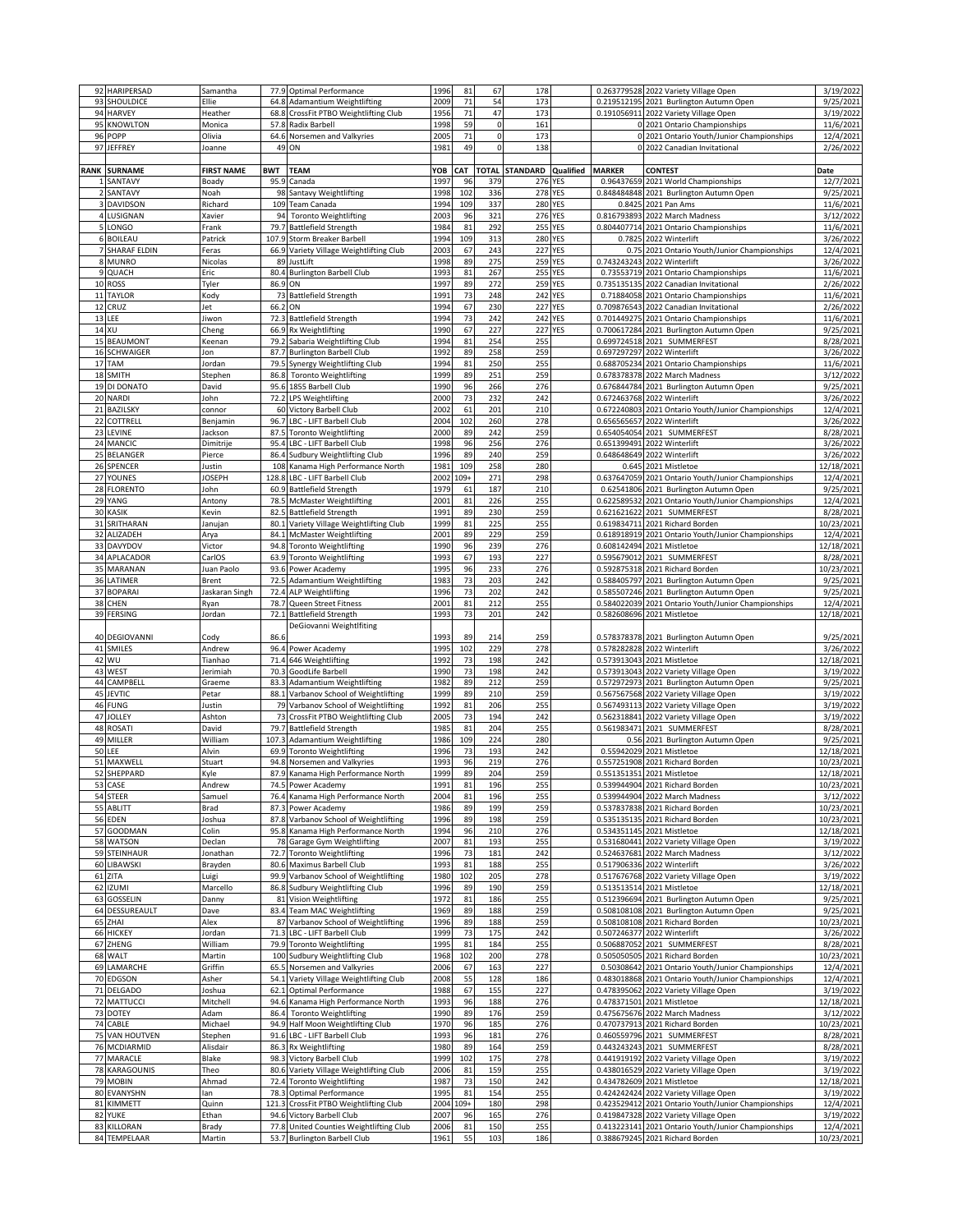| | | | | | | | | | | | | |
|---|---|---|---|---|---|---|---|---|---|---|---|---|
| 92 | HARIPERSAD | Samantha | 77.9 | Optimal Performance | 1996 | 81 | 67 | 178 | | 0.263779528 | 2022 Variety Village Open | 3/19/2022 |
| 93 | SHOULDICE | Ellie | 64.8 | Adamantium Weightlifting | 2009 | 71 | 54 | 173 | | 0.219512195 | 2021 Burlington Autumn Open | 9/25/2021 |
| 94 | HARVEY | Heather | 68.8 | CrossFit PTBO Weightlifting Club | 1956 | 71 | 47 | 173 | | 0.191056911 | 2022 Variety Village Open | 3/19/2022 |
| 95 | KNOWLTON | Monica | 57.8 | Radix Barbell | 1998 | 59 | 0 | 161 | | 0 | 2021 Ontario Championships | 11/6/2021 |
| 96 | POPP | Olivia | 64.6 | Norsemen and Valkyries | 2005 | 71 | 0 | 173 | | 0 | 2021 Ontario Youth/Junior Championships | 12/4/2021 |
| 97 | JEFFREY | Joanne | 49 | ON | 1981 | 49 | 0 | 138 | | 0 | 2022 Canadian Invitational | 2/26/2022 |

| RANK | SURNAME | FIRST NAME | BWT | TEAM | YOB | CAT | TOTAL | STANDARD | Qualified | MARKER | CONTEST | Date |
|---|---|---|---|---|---|---|---|---|---|---|---|---|
| 1 | SANTAVY | Boady | 95.9 | Canada | 1997 | 96 | 379 | 276 | YES | 0.96437659 | 2021 World Championships | 12/7/2021 |
| 2 | SANTAVY | Noah | 98 | Santavy Weightlifting | 1998 | 102 | 336 | 278 | YES | 0.848484848 | 2021 Burlington Autumn Open | 9/25/2021 |
| 3 | DAVIDSON | Richard | 109 | Team Canada | 1994 | 109 | 337 | 280 | YES | 0.8425 | 2021 Pan Ams | 11/6/2021 |
| 4 | LUSIGNAN | Xavier | 94 | Toronto Weightlifting | 2003 | 96 | 321 | 276 | YES | 0.816793893 | 2022 March Madness | 3/12/2022 |
| 5 | LONGO | Frank | 79.7 | Battlefield Strength | 1984 | 81 | 292 | 255 | YES | 0.804407714 | 2021 Ontario Championships | 11/6/2021 |
| 6 | BOILEAU | Patrick | 107.9 | Storm Breaker Barbell | 1994 | 109 | 313 | 280 | YES | 0.7825 | 2022 Winterlift | 3/26/2022 |
| 7 | SHARAF ELDIN | Feras | 66.9 | Variety Village Weightlifting Club | 2003 | 67 | 243 | 227 | YES | 0.75 | 2021 Ontario Youth/Junior Championships | 12/4/2021 |
| 8 | MUNRO | Nicolas | 89 | JustLift | 1998 | 89 | 275 | 259 | YES | 0.743243243 | 2022 Winterlift | 3/26/2022 |
| 9 | QUACH | Eric | 80.4 | Burlington Barbell Club | 1993 | 81 | 267 | 255 | YES | 0.73553719 | 2021 Ontario Championships | 11/6/2021 |
| 10 | ROSS | Tyler | 86.9 | ON | 1997 | 89 | 272 | 259 | YES | 0.735135135 | 2022 Canadian Invitational | 2/26/2022 |
| 11 | TAYLOR | Kody | 73 | Battlefield Strength | 1991 | 73 | 248 | 242 | YES | 0.71884058 | 2021 Ontario Championships | 11/6/2021 |
| 12 | CRUZ | Jet | 66.2 | ON | 1994 | 67 | 230 | 227 | YES | 0.709876543 | 2022 Canadian Invitational | 2/26/2022 |
| 13 | LEE | Jiwon | 72.3 | Battlefield Strength | 1994 | 73 | 242 | 242 | YES | 0.701449275 | 2021 Ontario Championships | 11/6/2021 |
| 14 | XU | Cheng | 66.9 | Rx Weightlifting | 1990 | 67 | 227 | 227 | YES | 0.700617284 | 2021 Burlington Autumn Open | 9/25/2021 |
| 15 | BEAUMONT | Keenan | 79.2 | Sabaria Weightlifting Club | 1994 | 81 | 254 | 255 | | 0.699724518 | 2021 SUMMERFEST | 8/28/2021 |
| 16 | SCHWAIGER | Jon | 87.7 | Burlington Barbell Club | 1992 | 89 | 258 | 259 | | 0.697297297 | 2022 Winterlift | 3/26/2022 |
| 17 | TAM | Jordan | 79.5 | Synergy Weightlifting Club | 1994 | 81 | 250 | 255 | | 0.688705234 | 2021 Ontario Championships | 11/6/2021 |
| 18 | SMITH | Stephen | 86.8 | Toronto Weightlifting | 1999 | 89 | 251 | 259 | | 0.678378378 | 2022 March Madness | 3/12/2022 |
| 19 | DI DONATO | David | 95.6 | 1855 Barbell Club | 1990 | 96 | 266 | 276 | | 0.676844784 | 2021 Burlington Autumn Open | 9/25/2021 |
| 20 | NARDI | John | 72.2 | LPS Weightlifting | 2000 | 73 | 232 | 242 | | 0.672463768 | 2022 Winterlift | 3/26/2022 |
| 21 | BAZILSKY | connor | 60 | Victory Barbell Club | 2002 | 61 | 201 | 210 | | 0.672240803 | 2021 Ontario Youth/Junior Championships | 12/4/2021 |
| 22 | COTTRELL | Benjamin | 96.7 | LBC - LIFT Barbell Club | 2004 | 102 | 260 | 278 | | 0.656565657 | 2022 Winterlift | 3/26/2022 |
| 23 | LEVINE | Jackson | 87.5 | Toronto Weightlifting | 2000 | 89 | 242 | 259 | | 0.654054054 | 2021 SUMMERFEST | 8/28/2021 |
| 24 | MANCIC | Dimitrije | 95.4 | LBC - LIFT Barbell Club | 1998 | 96 | 256 | 276 | | 0.651399491 | 2022 Winterlift | 3/26/2022 |
| 25 | BELANGER | Pierce | 86.4 | Sudbury Weightlifting Club | 1996 | 89 | 240 | 259 | | 0.648648649 | 2022 Winterlift | 3/26/2022 |
| 26 | SPENCER | Justin | 108 | Kanama High Performance North | 1981 | 109 | 258 | 280 | | 0.645 | 2021 Mistletoe | 12/18/2021 |
| 27 | YOUNES | JOSEPH | 128.8 | LBC - LIFT Barbell Club | 2002 | 109+ | 271 | 298 | | 0.637647059 | 2021 Ontario Youth/Junior Championships | 12/4/2021 |
| 28 | FLORENTO | John | 60.9 | Battlefield Strength | 1979 | 61 | 187 | 210 | | 0.62541806 | 2021 Burlington Autumn Open | 9/25/2021 |
| 29 | YANG | Antony | 78.5 | McMaster Weightlifting | 2001 | 81 | 226 | 255 | | 0.622589532 | 2021 Ontario Youth/Junior Championships | 12/4/2021 |
| 30 | KASIK | Kevin | 82.5 | Battlefield Strength | 1991 | 89 | 230 | 259 | | 0.621621622 | 2021 SUMMERFEST | 8/28/2021 |
| 31 | SRITHARAN | Janujan | 80.1 | Variety Village Weightlifting Club | 1999 | 81 | 225 | 255 | | 0.619834711 | 2021 Richard Borden | 10/23/2021 |
| 32 | ALIZADEH | Arya | 84.1 | McMaster Weightlifting | 2001 | 89 | 229 | 259 | | 0.618918919 | 2021 Ontario Youth/Junior Championships | 12/4/2021 |
| 33 | DAVYDOV | Victor | 94.8 | Toronto Weightlifting | 1990 | 96 | 239 | 276 | | 0.608142494 | 2021 Mistletoe | 12/18/2021 |
| 34 | APLACADOR | CarlOS | 63.9 | Toronto Weightlifting | 1993 | 67 | 193 | 227 | | 0.595679012 | 2021 SUMMERFEST | 8/28/2021 |
| 35 | MARANAN | Juan Paolo | 93.6 | Power Academy | 1995 | 96 | 233 | 276 | | 0.592875318 | 2021 Richard Borden | 10/23/2021 |
| 36 | LATIMER | Brent | 72.5 | Adamantium Weightlifting | 1983 | 73 | 203 | 242 | | 0.588405797 | 2021 Burlington Autumn Open | 9/25/2021 |
| 37 | BOPARAI | Jaskaran Singh | 72.4 | ALP Weightlifting | 1996 | 73 | 202 | 242 | | 0.585507246 | 2021 Burlington Autumn Open | 9/25/2021 |
| 38 | CHEN | Ryan | 78.7 | Queen Street Fitness | 2001 | 81 | 212 | 255 | | 0.584022039 | 2021 Ontario Youth/Junior Championships | 12/4/2021 |
| 39 | FERSING | Jordan | 72.1 | Battlefield Strength | 1993 | 73 | 201 | 242 | | 0.582608696 | 2021 Mistletoe | 12/18/2021 |
| 40 | DEGIOVANNI | Cody | 86.6 | DeGiovanni Weightlfiting | 1993 | 89 | 214 | 259 | | 0.578378378 | 2021 Burlington Autumn Open | 9/25/2021 |
| 41 | SMILES | Andrew | 96.4 | Power Academy | 1995 | 102 | 229 | 278 | | 0.578282828 | 2022 Winterlift | 3/26/2022 |
| 42 | WU | Tianhao | 71.4 | 646 Weightlifting | 1992 | 73 | 198 | 242 | | 0.573913043 | 2021 Mistletoe | 12/18/2021 |
| 43 | WEST | Jerimiah | 70.3 | GoodLife Barbell | 1990 | 73 | 198 | 242 | | 0.573913043 | 2022 Variety Village Open | 3/19/2022 |
| 44 | CAMPBELL | Graeme | 83.3 | Adamantium Weightlifting | 1982 | 89 | 212 | 259 | | 0.572972973 | 2021 Burlington Autumn Open | 9/25/2021 |
| 45 | JEVTIC | Petar | 88.1 | Varbanov School of Weightlifting | 1999 | 89 | 210 | 259 | | 0.567567568 | 2022 Variety Village Open | 3/19/2022 |
| 46 | FUNG | Justin | 79 | Varbanov School of Weightlifting | 1992 | 81 | 206 | 255 | | 0.567493113 | 2022 Variety Village Open | 3/19/2022 |
| 47 | JOLLEY | Ashton | 73 | CrossFit PTBO Weightlifting Club | 2005 | 73 | 194 | 242 | | 0.562318841 | 2022 Variety Village Open | 3/19/2022 |
| 48 | ROSATI | David | 79.7 | Battlefield Strength | 1985 | 81 | 204 | 255 | | 0.561983471 | 2021 SUMMERFEST | 8/28/2021 |
| 49 | MILLER | William | 107.3 | Adamantium Weightlifting | 1986 | 109 | 224 | 280 | | 0.56 | 2021 Burlington Autumn Open | 9/25/2021 |
| 50 | LEE | Alvin | 69.9 | Toronto Weightlifting | 1996 | 73 | 193 | 242 | | 0.55942029 | 2021 Mistletoe | 12/18/2021 |
| 51 | MAXWELL | Stuart | 94.8 | Norsemen and Valkyries | 1993 | 96 | 219 | 276 | | 0.557251908 | 2021 Richard Borden | 10/23/2021 |
| 52 | SHEPPARD | Kyle | 87.9 | Kanama High Performance North | 1999 | 89 | 204 | 259 | | 0.551351351 | 2021 Mistletoe | 12/18/2021 |
| 53 | CASE | Andrew | 74.5 | Power Academy | 1991 | 81 | 196 | 255 | | 0.539944904 | 2021 Richard Borden | 10/23/2021 |
| 54 | STEER | Samuel | 76.4 | Kanama High Performance North | 2004 | 81 | 196 | 255 | | 0.539944904 | 2022 March Madness | 3/12/2022 |
| 55 | ABLITT | Brad | 87.3 | Power Academy | 1986 | 89 | 199 | 259 | | 0.537837838 | 2021 Richard Borden | 10/23/2021 |
| 56 | EDEN | Joshua | 87.8 | Varbanov School of Weightlifting | 1996 | 89 | 198 | 259 | | 0.535135135 | 2021 Richard Borden | 10/23/2021 |
| 57 | GOODMAN | Colin | 95.8 | Kanama High Performance North | 1994 | 96 | 210 | 276 | | 0.534351145 | 2021 Mistletoe | 12/18/2021 |
| 58 | WATSON | Declan | 78 | Garage Gym Weightlifting | 2007 | 81 | 193 | 255 | | 0.531680441 | 2022 Variety Village Open | 3/19/2022 |
| 59 | STEINHAUR | Jonathan | 72.7 | Toronto Weightlifting | 1996 | 73 | 181 | 242 | | 0.524637681 | 2022 March Madness | 3/12/2022 |
| 60 | LIBAWSKI | Brayden | 80.6 | Maximus Barbell Club | 1993 | 81 | 188 | 255 | | 0.517906336 | 2022 Winterlift | 3/26/2022 |
| 61 | ZITA | Luigi | 99.9 | Varbanov School of Weightlifting | 1980 | 102 | 205 | 278 | | 0.517676768 | 2022 Variety Village Open | 3/19/2022 |
| 62 | IZUMI | Marcello | 86.8 | Sudbury Weightlifting Club | 1996 | 89 | 190 | 259 | | 0.513513514 | 2021 Mistletoe | 12/18/2021 |
| 63 | GOSSELIN | Danny | 81 | Vision Weightlifting | 1972 | 81 | 186 | 255 | | 0.512396694 | 2021 Burlington Autumn Open | 9/25/2021 |
| 64 | DESSUREAULT | Dave | 83.4 | Team MAC Weightlifting | 1969 | 89 | 188 | 259 | | 0.508108108 | 2021 Burlington Autumn Open | 9/25/2021 |
| 65 | ZHAI | Alex | 87 | Varbanov School of Weightlifting | 1996 | 89 | 188 | 259 | | 0.508108108 | 2021 Richard Borden | 10/23/2021 |
| 66 | HICKEY | Jordan | 71.3 | LBC - LIFT Barbell Club | 1999 | 73 | 175 | 242 | | 0.507246377 | 2022 Winterlift | 3/26/2022 |
| 67 | ZHENG | William | 79.9 | Toronto Weightlifting | 1995 | 81 | 184 | 255 | | 0.506887052 | 2021 SUMMERFEST | 8/28/2021 |
| 68 | WALT | Martin | 100 | Sudbury Weightlifting Club | 1968 | 102 | 200 | 278 | | 0.505050505 | 2021 Richard Borden | 10/23/2021 |
| 69 | LAMARCHE | Griffin | 65.5 | Norsemen and Valkyries | 2006 | 67 | 163 | 227 | | 0.50308642 | 2021 Ontario Youth/Junior Championships | 12/4/2021 |
| 70 | EDGSON | Asher | 54.1 | Variety Village Weightlifting Club | 2008 | 55 | 128 | 186 | | 0.483018868 | 2021 Ontario Youth/Junior Championships | 12/4/2021 |
| 71 | DELGADO | Joshua | 62.1 | Optimal Performance | 1988 | 67 | 155 | 227 | | 0.478395062 | 2022 Variety Village Open | 3/19/2022 |
| 72 | MATTUCCI | Mitchell | 94.6 | Kanama High Performance North | 1993 | 96 | 188 | 276 | | 0.478371501 | 2021 Mistletoe | 12/18/2021 |
| 73 | DOTEY | Adam | 86.4 | Toronto Weightlifting | 1990 | 89 | 176 | 259 | | 0.475675676 | 2022 March Madness | 3/12/2022 |
| 74 | CABLE | Michael | 94.9 | Half Moon Weightlifting Club | 1970 | 96 | 185 | 276 | | 0.470737913 | 2021 Richard Borden | 10/23/2021 |
| 75 | VAN HOUTVEN | Stephen | 91.6 | LBC - LIFT Barbell Club | 1993 | 96 | 181 | 276 | | 0.460559796 | 2021 SUMMERFEST | 8/28/2021 |
| 76 | MCDIARMID | Alisdair | 86.3 | Rx Weightlifting | 1980 | 89 | 164 | 259 | | 0.443243243 | 2021 SUMMERFEST | 8/28/2021 |
| 77 | MARACLE | Blake | 98.3 | Victory Barbell Club | 1999 | 102 | 175 | 278 | | 0.441919192 | 2022 Variety Village Open | 3/19/2022 |
| 78 | KARAGOUNIS | Theo | 80.6 | Variety Village Weightlifting Club | 2006 | 81 | 159 | 255 | | 0.438016529 | 2022 Variety Village Open | 3/19/2022 |
| 79 | MOBIN | Ahmad | 72.4 | Toronto Weightlifting | 1987 | 73 | 150 | 242 | | 0.434782609 | 2021 Mistletoe | 12/18/2021 |
| 80 | EVANYSHN | Ian | 78.3 | Optimal Performance | 1995 | 81 | 154 | 255 | | 0.424242424 | 2022 Variety Village Open | 3/19/2022 |
| 81 | KIMMETT | Quinn | 121.3 | CrossFit PTBO Weightlifting Club | 2004 | 109+ | 180 | 298 | | 0.423529412 | 2021 Ontario Youth/Junior Championships | 12/4/2021 |
| 82 | YUKE | Ethan | 94.6 | Victory Barbell Club | 2007 | 96 | 165 | 276 | | 0.419847328 | 2022 Variety Village Open | 3/19/2022 |
| 83 | KILLORAN | Brady | 77.8 | United Counties Weightlifting Club | 2006 | 81 | 150 | 255 | | 0.413223141 | 2021 Ontario Youth/Junior Championships | 12/4/2021 |
| 84 | TEMPELAAR | Martin | 53.7 | Burlington Barbell Club | 1961 | 55 | 103 | 186 | | 0.388679245 | 2021 Richard Borden | 10/23/2021 |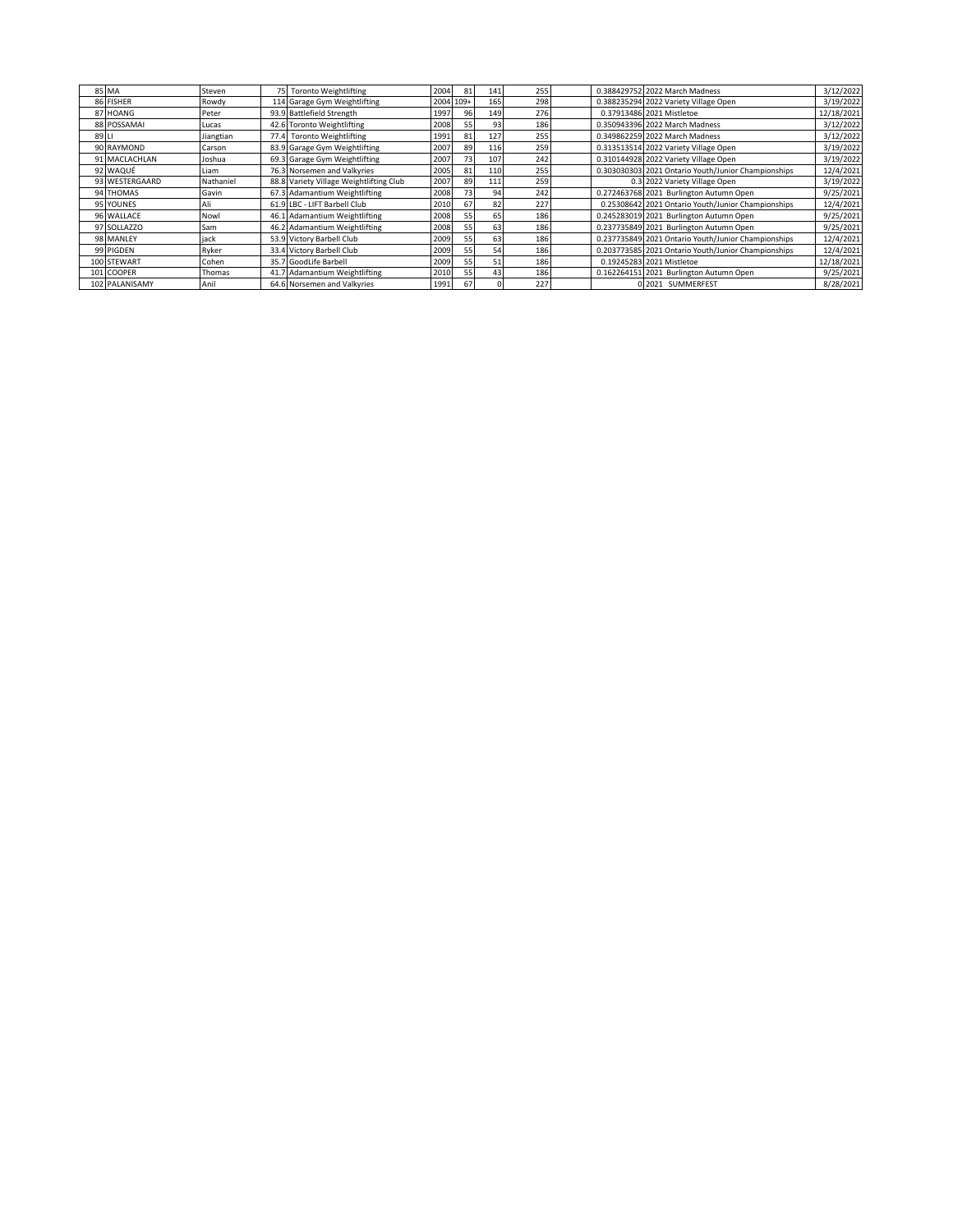| | | | | | | | | | | | |
|---|---|---|---|---|---|---|---|---|---|---|---|
| 85 | MA | Steven | 75 | Toronto Weightlifting | 2004 | 81 | 141 | 255 | | 0.388429752 | 2022 March Madness | 3/12/2022 |
| 86 | FISHER | Rowdy | 114 | Garage Gym Weightlifting | 2004 | 109+ | 165 | 298 | | 0.388235294 | 2022 Variety Village Open | 3/19/2022 |
| 87 | HOANG | Peter | 93.9 | Battlefield Strength | 1997 | 96 | 149 | 276 | | 0.37913486 | 2021 Mistletoe | 12/18/2021 |
| 88 | POSSAMAI | Lucas | 42.6 | Toronto Weightlifting | 2008 | 55 | 93 | 186 | | 0.350943396 | 2022 March Madness | 3/12/2022 |
| 89 | LI | Jiangtian | 77.4 | Toronto Weightlifting | 1991 | 81 | 127 | 255 | | 0.349862259 | 2022 March Madness | 3/12/2022 |
| 90 | RAYMOND | Carson | 83.9 | Garage Gym Weightlifting | 2007 | 89 | 116 | 259 | | 0.313513514 | 2022 Variety Village Open | 3/19/2022 |
| 91 | MACLACHLAN | Joshua | 69.3 | Garage Gym Weightlifting | 2007 | 73 | 107 | 242 | | 0.310144928 | 2022 Variety Village Open | 3/19/2022 |
| 92 | WAQUÉ | Liam | 76.3 | Norsemen and Valkyries | 2005 | 81 | 110 | 255 | | 0.303030303 | 2021 Ontario Youth/Junior Championships | 12/4/2021 |
| 93 | WESTERGAARD | Nathaniel | 88.8 | Variety Village Weightlifting Club | 2007 | 89 | 111 | 259 | | 0.3 | 2022 Variety Village Open | 3/19/2022 |
| 94 | THOMAS | Gavin | 67.3 | Adamantium Weightlifting | 2008 | 73 | 94 | 242 | | 0.272463768 | 2021 Burlington Autumn Open | 9/25/2021 |
| 95 | YOUNES | Ali | 61.9 | LBC - LIFT Barbell Club | 2010 | 67 | 82 | 227 | | 0.25308642 | 2021 Ontario Youth/Junior Championships | 12/4/2021 |
| 96 | WALLACE | Nowl | 46.1 | Adamantium Weightlifting | 2008 | 55 | 65 | 186 | | 0.245283019 | 2021 Burlington Autumn Open | 9/25/2021 |
| 97 | SOLLAZZO | Sam | 46.2 | Adamantium Weightlifting | 2008 | 55 | 63 | 186 | | 0.237735849 | 2021 Burlington Autumn Open | 9/25/2021 |
| 98 | MANLEY | jack | 53.9 | Victory Barbell Club | 2009 | 55 | 63 | 186 | | 0.237735849 | 2021 Ontario Youth/Junior Championships | 12/4/2021 |
| 99 | PIGDEN | Ryker | 33.4 | Victory Barbell Club | 2009 | 55 | 54 | 186 | | 0.203773585 | 2021 Ontario Youth/Junior Championships | 12/4/2021 |
| 100 | STEWART | Cohen | 35.7 | GoodLife Barbell | 2009 | 55 | 51 | 186 | | 0.19245283 | 2021 Mistletoe | 12/18/2021 |
| 101 | COOPER | Thomas | 41.7 | Adamantium Weightlifting | 2010 | 55 | 43 | 186 | | 0.162264151 | 2021 Burlington Autumn Open | 9/25/2021 |
| 102 | PALANISAMY | Anil | 64.6 | Norsemen and Valkyries | 1991 | 67 | 0 | 227 | | 0 | 2021 SUMMERFEST | 8/28/2021 |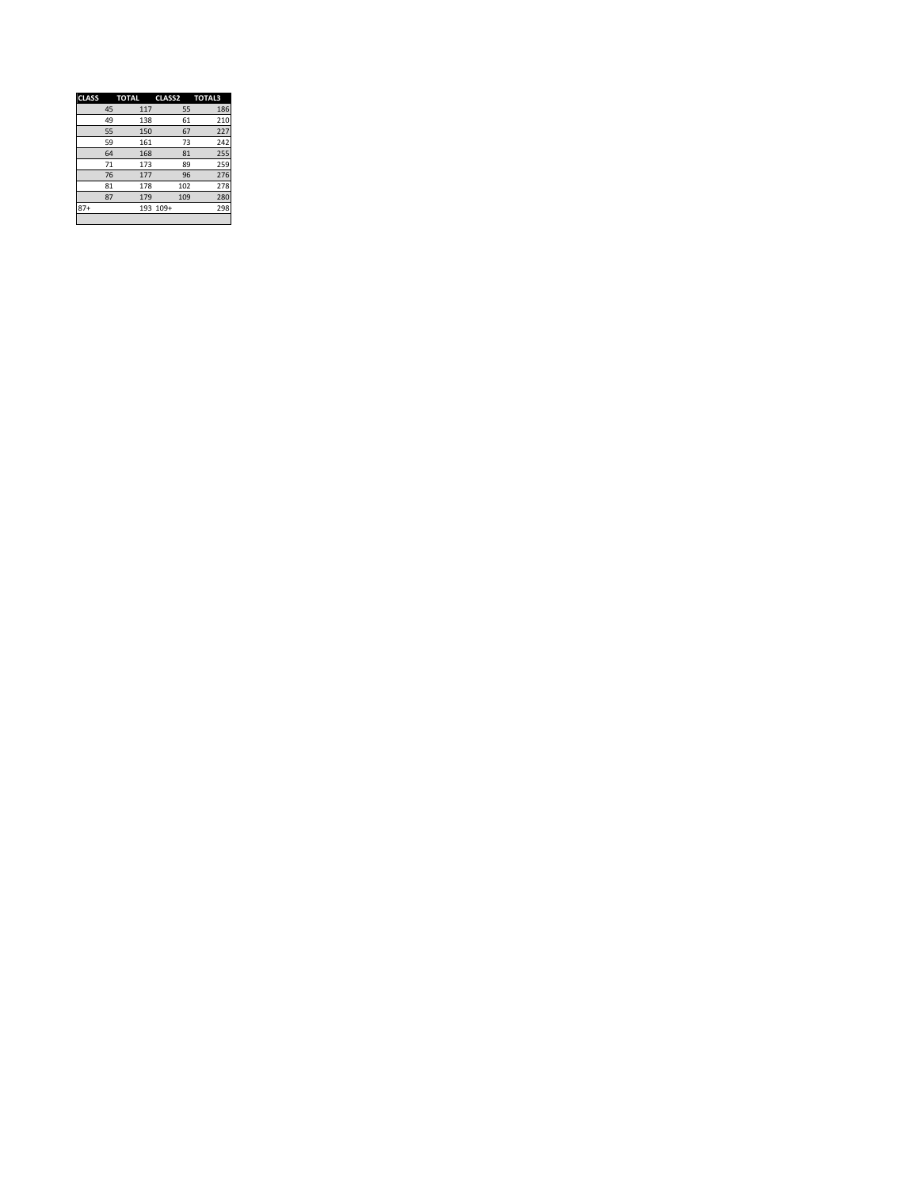| CLASS | TOTAL | CLASS2 | TOTAL3 |
| --- | --- | --- | --- |
| 45 | 117 | 55 | 186 |
| 49 | 138 | 61 | 210 |
| 55 | 150 | 67 | 227 |
| 59 | 161 | 73 | 242 |
| 64 | 168 | 81 | 255 |
| 71 | 173 | 89 | 259 |
| 76 | 177 | 96 | 276 |
| 81 | 178 | 102 | 278 |
| 87 | 179 | 109 | 280 |
| 87+ | 193 | 109+ | 298 |